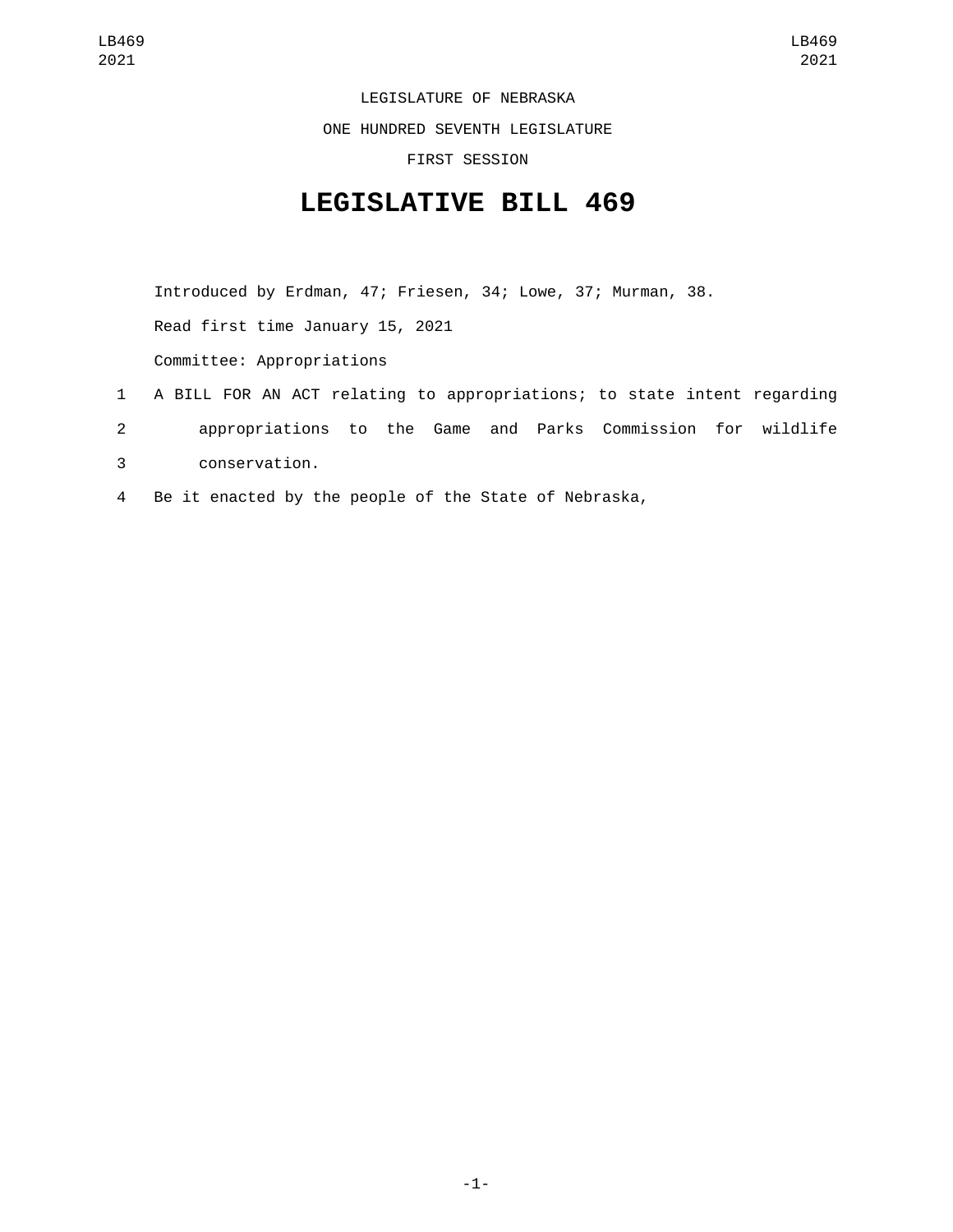LEGISLATURE OF NEBRASKA

ONE HUNDRED SEVENTH LEGISLATURE

FIRST SESSION

# LEGISLATIVE BILL 469

Introduced by Erdman, 47; Friesen, 34; Lowe, 37; Murman, 38.

Read first time January 15, 2021

Committee: Appropriations

1 A BILL FOR AN ACT relating to appropriations; to state intent regarding
2 appropriations to the Game and Parks Commission for wildlife
3 conservation.
4 Be it enacted by the people of the State of Nebraska,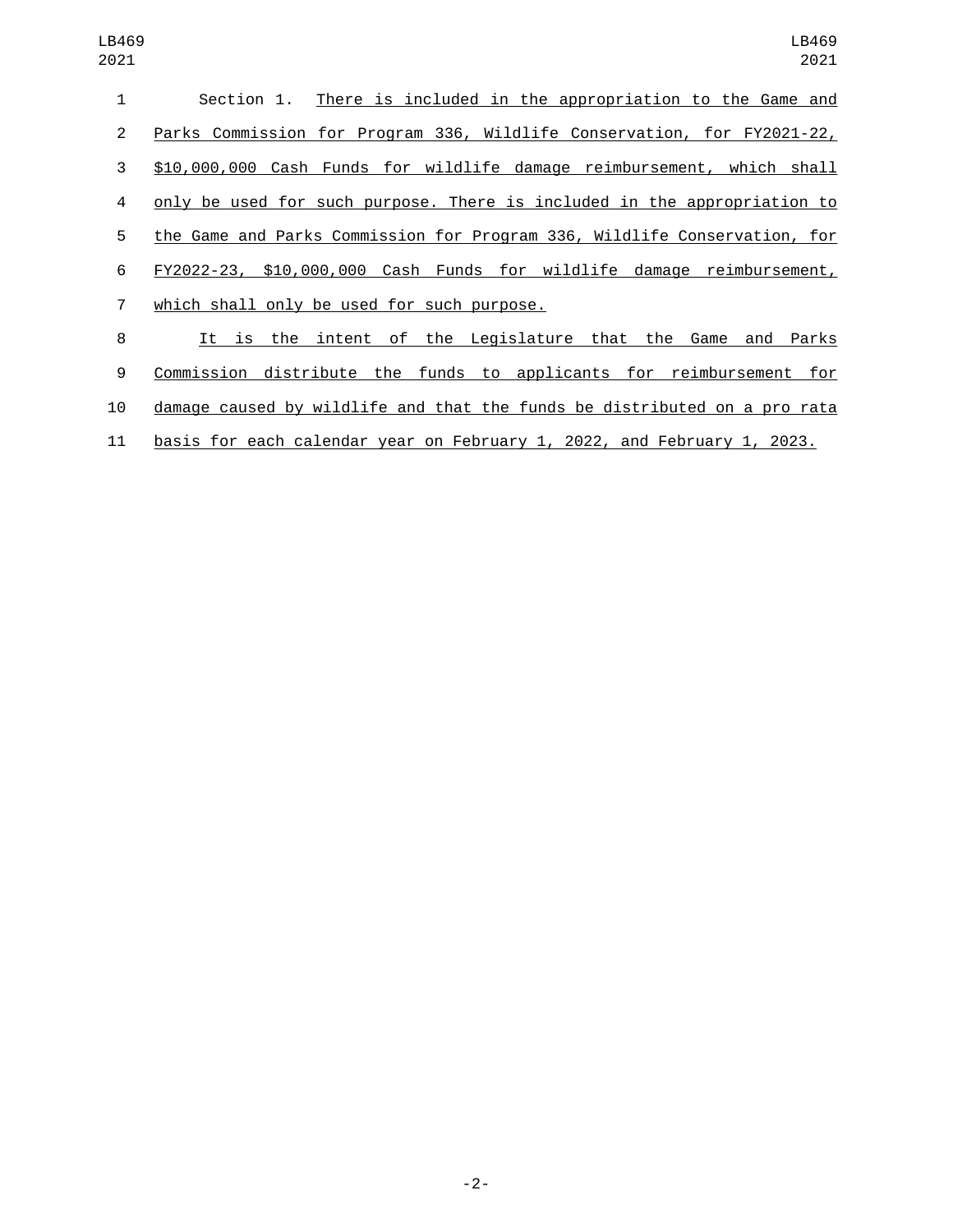Section 1. There is included in the appropriation to the Game and Parks Commission for Program 336, Wildlife Conservation, for FY2021-22, $10,000,000 Cash Funds for wildlife damage reimbursement, which shall only be used for such purpose. There is included in the appropriation to the Game and Parks Commission for Program 336, Wildlife Conservation, for FY2022-23, $10,000,000 Cash Funds for wildlife damage reimbursement, which shall only be used for such purpose.

It is the intent of the Legislature that the Game and Parks Commission distribute the funds to applicants for reimbursement for damage caused by wildlife and that the funds be distributed on a pro rata basis for each calendar year on February 1, 2022, and February 1, 2023.